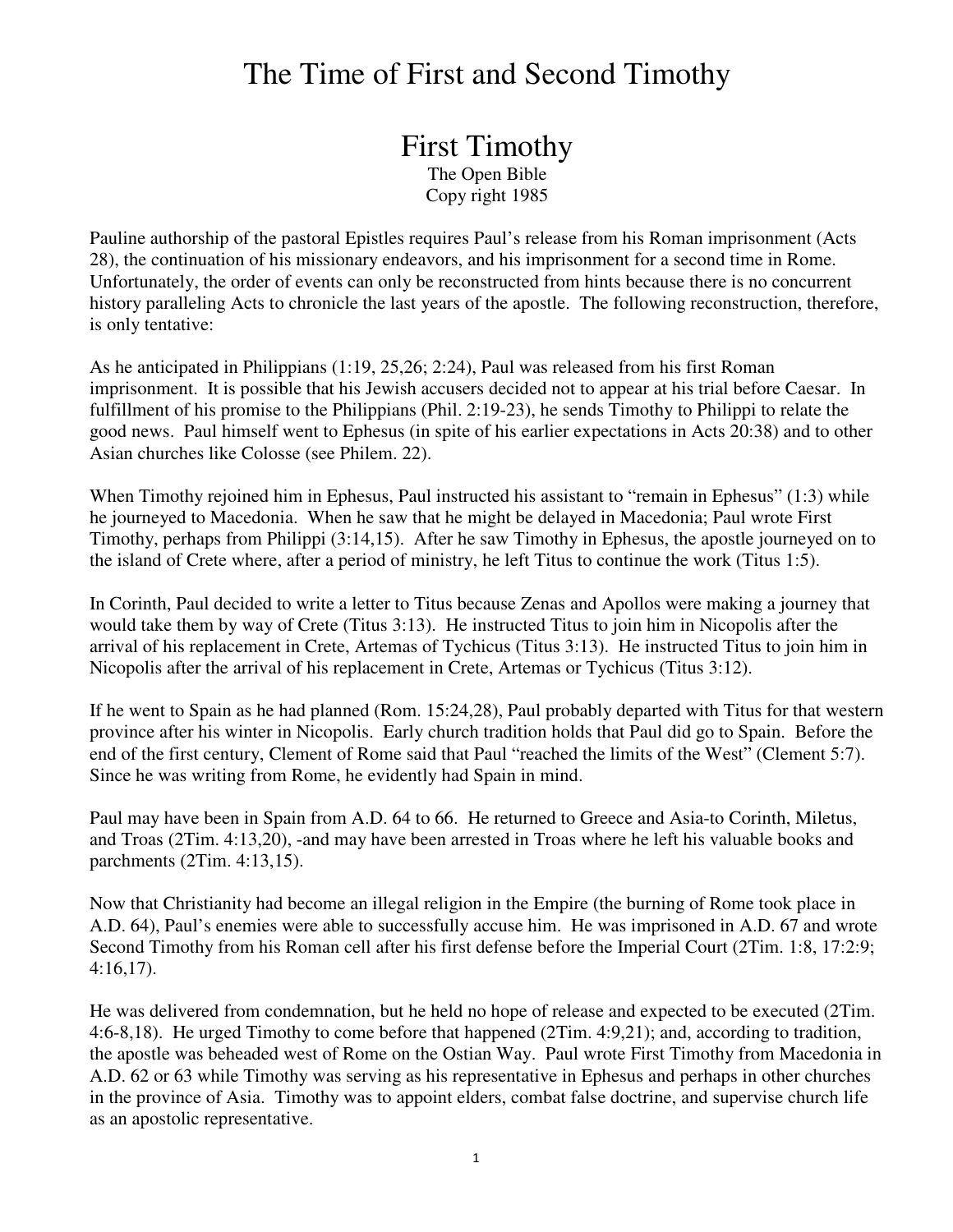# The Time of First and Second Timothy

## First Timothy

The Open Bible
Copy right 1985

Pauline authorship of the pastoral Epistles requires Paul's release from his Roman imprisonment (Acts 28), the continuation of his missionary endeavors, and his imprisonment for a second time in Rome. Unfortunately, the order of events can only be reconstructed from hints because there is no concurrent history paralleling Acts to chronicle the last years of the apostle. The following reconstruction, therefore, is only tentative:

As he anticipated in Philippians (1:19, 25,26; 2:24), Paul was released from his first Roman imprisonment. It is possible that his Jewish accusers decided not to appear at his trial before Caesar. In fulfillment of his promise to the Philippians (Phil. 2:19-23), he sends Timothy to Philippi to relate the good news. Paul himself went to Ephesus (in spite of his earlier expectations in Acts 20:38) and to other Asian churches like Colosse (see Philem. 22).

When Timothy rejoined him in Ephesus, Paul instructed his assistant to "remain in Ephesus" (1:3) while he journeyed to Macedonia. When he saw that he might be delayed in Macedonia; Paul wrote First Timothy, perhaps from Philippi (3:14,15). After he saw Timothy in Ephesus, the apostle journeyed on to the island of Crete where, after a period of ministry, he left Titus to continue the work (Titus 1:5).

In Corinth, Paul decided to write a letter to Titus because Zenas and Apollos were making a journey that would take them by way of Crete (Titus 3:13). He instructed Titus to join him in Nicopolis after the arrival of his replacement in Crete, Artemas of Tychicus (Titus 3:13). He instructed Titus to join him in Nicopolis after the arrival of his replacement in Crete, Artemas or Tychicus (Titus 3:12).

If he went to Spain as he had planned (Rom. 15:24,28), Paul probably departed with Titus for that western province after his winter in Nicopolis. Early church tradition holds that Paul did go to Spain. Before the end of the first century, Clement of Rome said that Paul "reached the limits of the West" (Clement 5:7). Since he was writing from Rome, he evidently had Spain in mind.

Paul may have been in Spain from A.D. 64 to 66. He returned to Greece and Asia-to Corinth, Miletus, and Troas (2Tim. 4:13,20), -and may have been arrested in Troas where he left his valuable books and parchments (2Tim. 4:13,15).

Now that Christianity had become an illegal religion in the Empire (the burning of Rome took place in A.D. 64), Paul's enemies were able to successfully accuse him. He was imprisoned in A.D. 67 and wrote Second Timothy from his Roman cell after his first defense before the Imperial Court (2Tim. 1:8, 17:2:9; 4:16,17).

He was delivered from condemnation, but he held no hope of release and expected to be executed (2Tim. 4:6-8,18). He urged Timothy to come before that happened (2Tim. 4:9,21); and, according to tradition, the apostle was beheaded west of Rome on the Ostian Way. Paul wrote First Timothy from Macedonia in A.D. 62 or 63 while Timothy was serving as his representative in Ephesus and perhaps in other churches in the province of Asia. Timothy was to appoint elders, combat false doctrine, and supervise church life as an apostolic representative.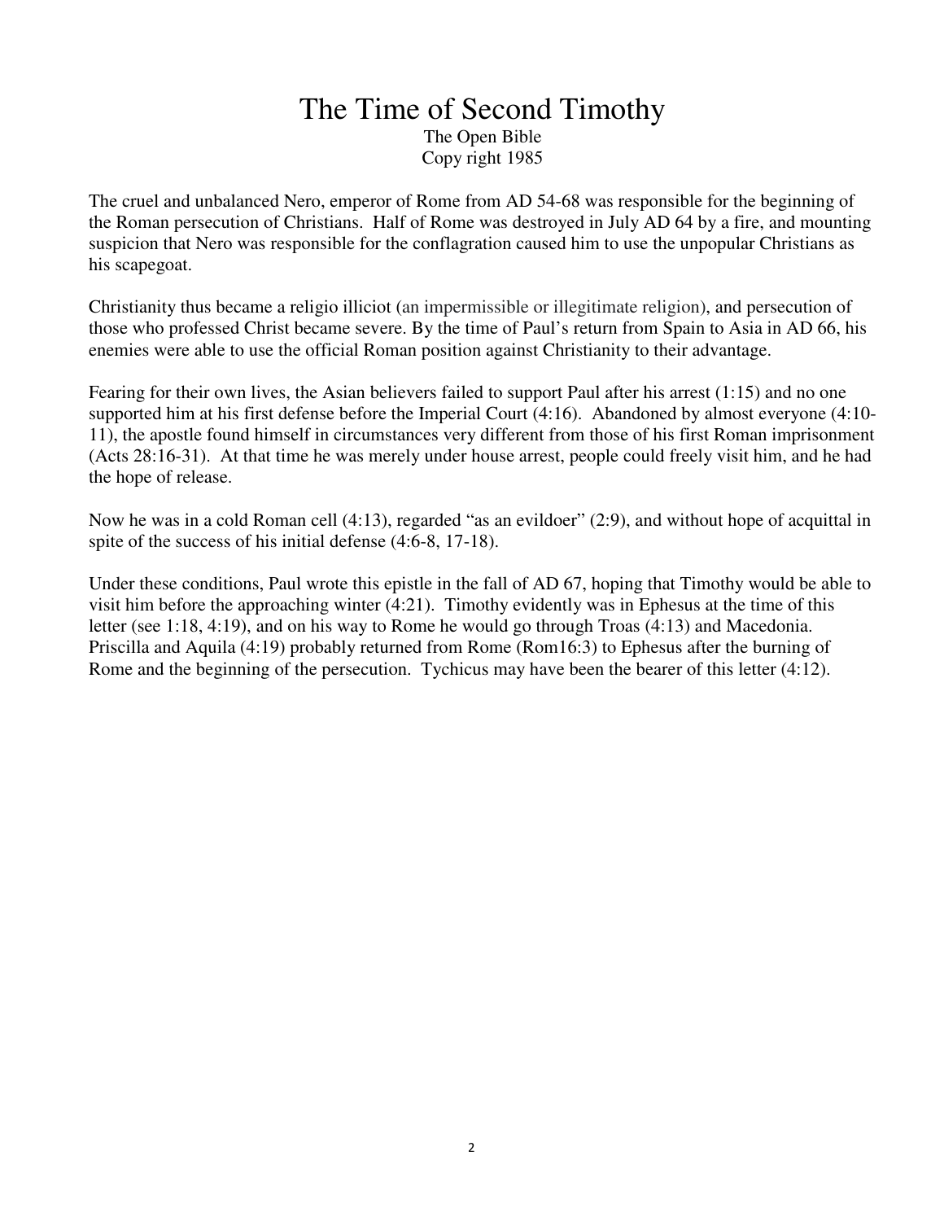# The Time of Second Timothy

The Open Bible
Copy right 1985

The cruel and unbalanced Nero, emperor of Rome from AD 54-68 was responsible for the beginning of the Roman persecution of Christians. Half of Rome was destroyed in July AD 64 by a fire, and mounting suspicion that Nero was responsible for the conflagration caused him to use the unpopular Christians as his scapegoat.

Christianity thus became a religio illiciot (an impermissible or illegitimate religion), and persecution of those who professed Christ became severe. By the time of Paul's return from Spain to Asia in AD 66, his enemies were able to use the official Roman position against Christianity to their advantage.

Fearing for their own lives, the Asian believers failed to support Paul after his arrest (1:15) and no one supported him at his first defense before the Imperial Court (4:16). Abandoned by almost everyone (4:10-11), the apostle found himself in circumstances very different from those of his first Roman imprisonment (Acts 28:16-31). At that time he was merely under house arrest, people could freely visit him, and he had the hope of release.

Now he was in a cold Roman cell (4:13), regarded "as an evildoer" (2:9), and without hope of acquittal in spite of the success of his initial defense (4:6-8, 17-18).

Under these conditions, Paul wrote this epistle in the fall of AD 67, hoping that Timothy would be able to visit him before the approaching winter (4:21). Timothy evidently was in Ephesus at the time of this letter (see 1:18, 4:19), and on his way to Rome he would go through Troas (4:13) and Macedonia. Priscilla and Aquila (4:19) probably returned from Rome (Rom16:3) to Ephesus after the burning of Rome and the beginning of the persecution. Tychicus may have been the bearer of this letter (4:12).